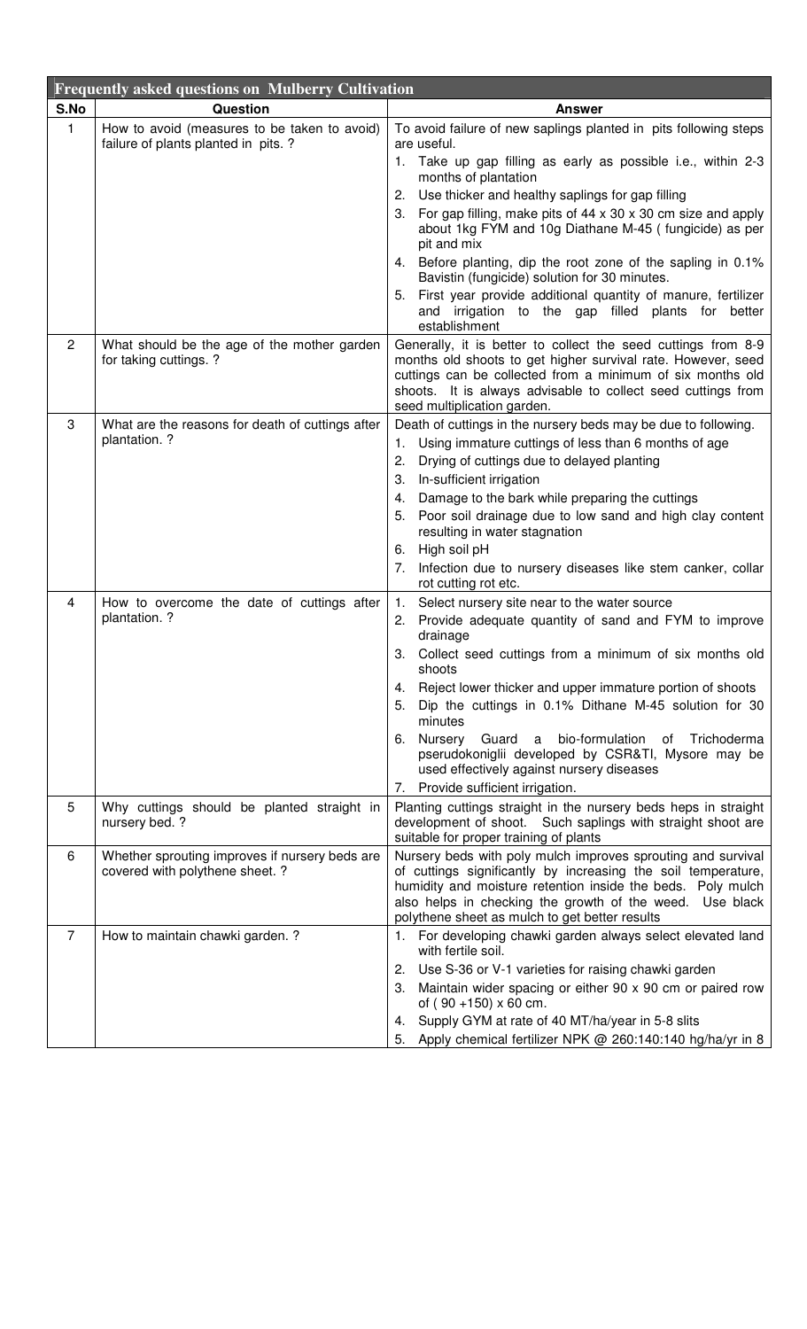| **Frequently asked questions on Mulberry Cultivation** | | |
|---|---|---|
| **S.No** | **Question** | **Answer** |
| 1 | How to avoid (measures to be taken to avoid) failure of plants planted in pits. ? | To avoid failure of new saplings planted in pits following steps are useful.<br>1. Take up gap filling as early as possible i.e., within 2-3 months of plantation<br>2. Use thicker and healthy saplings for gap filling<br>3. For gap filling, make pits of 44 x 30 x 30 cm size and apply about 1kg FYM and 10g Diathane M-45 ( fungicide) as per pit and mix<br>4. Before planting, dip the root zone of the sapling in 0.1% Bavistin (fungicide) solution for 30 minutes.<br>5. First year provide additional quantity of manure, fertilizer and irrigation to the gap filled plants for better establishment |
| 2 | What should be the age of the mother garden for taking cuttings. ? | Generally, it is better to collect the seed cuttings from 8-9 months old shoots to get higher survival rate. However, seed cuttings can be collected from a minimum of six months old shoots. It is always advisable to collect seed cuttings from seed multiplication garden. |
| 3 | What are the reasons for death of cuttings after plantation. ? | Death of cuttings in the nursery beds may be due to following.<br>1. Using immature cuttings of less than 6 months of age<br>2. Drying of cuttings due to delayed planting<br>3. In-sufficient irrigation<br>4. Damage to the bark while preparing the cuttings<br>5. Poor soil drainage due to low sand and high clay content resulting in water stagnation<br>6. High soil pH<br>7. Infection due to nursery diseases like stem canker, collar rot cutting rot etc. |
| 4 | How to overcome the date of cuttings after plantation. ? | 1. Select nursery site near to the water source<br>2. Provide adequate quantity of sand and FYM to improve drainage<br>3. Collect seed cuttings from a minimum of six months old shoots<br>4. Reject lower thicker and upper immature portion of shoots<br>5. Dip the cuttings in 0.1% Dithane M-45 solution for 30 minutes<br>6. Nursery Guard a bio-formulation of Trichoderma pserudokoniglii developed by CSR&TI, Mysore may be used effectively against nursery diseases<br>7. Provide sufficient irrigation. |
| 5 | Why cuttings should be planted straight in nursery bed. ? | Planting cuttings straight in the nursery beds heps in straight development of shoot. Such saplings with straight shoot are suitable for proper training of plants |
| 6 | Whether sprouting improves if nursery beds are covered with polythene sheet. ? | Nursery beds with poly mulch improves sprouting and survival of cuttings significantly by increasing the soil temperature, humidity and moisture retention inside the beds. Poly mulch also helps in checking the growth of the weed. Use black polythene sheet as mulch to get better results |
| 7 | How to maintain chawki garden. ? | 1. For developing chawki garden always select elevated land with fertile soil.<br>2. Use S-36 or V-1 varieties for raising chawki garden<br>3. Maintain wider spacing or either 90 x 90 cm or paired row of ( 90 +150) x 60 cm.<br>4. Supply GYM at rate of 40 MT/ha/year in 5-8 slits<br>5. Apply chemical fertilizer NPK @ 260:140:140 hg/ha/yr in 8 |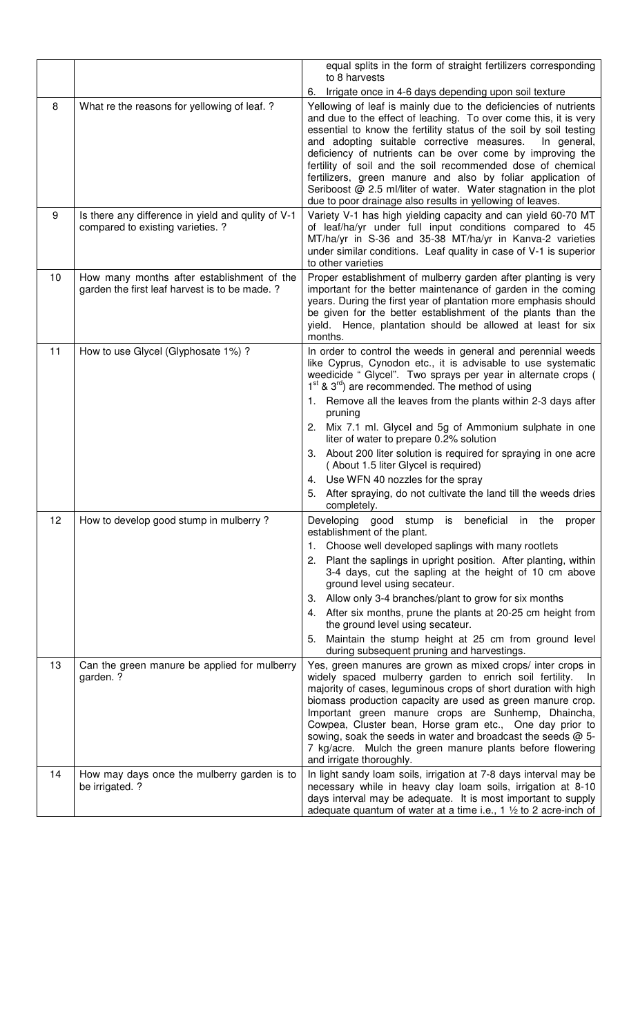| | | |
|---|---|---|
| | | equal splits in the form of straight fertilizers corresponding to 8 harvests<br>6. Irrigate once in 4-6 days depending upon soil texture |
| 8 | What re the reasons for yellowing of leaf. ? | Yellowing of leaf is mainly due to the deficiencies of nutrients and due to the effect of leaching. To over come this, it is very essential to know the fertility status of the soil by soil testing and adopting suitable corrective measures. In general, deficiency of nutrients can be over come by improving the fertility of soil and the soil recommended dose of chemical fertilizers, green manure and also by foliar application of Seriboost @ 2.5 ml/liter of water. Water stagnation in the plot due to poor drainage also results in yellowing of leaves. |
| 9 | Is there any difference in yield and qulity of V-1 compared to existing varieties. ? | Variety V-1 has high yielding capacity and can yield 60-70 MT of leaf/ha/yr under full input conditions compared to 45 MT/ha/yr in S-36 and 35-38 MT/ha/yr in Kanva-2 varieties under similar conditions. Leaf quality in case of V-1 is superior to other varieties |
| 10 | How many months after establishment of the garden the first leaf harvest is to be made. ? | Proper establishment of mulberry garden after planting is very important for the better maintenance of garden in the coming years. During the first year of plantation more emphasis should be given for the better establishment of the plants than the yield. Hence, plantation should be allowed at least for six months. |
| 11 | How to use Glycel (Glyphosate 1%) ? | In order to control the weeds in general and perennial weeds like Cyprus, Cynodon etc., it is advisable to use systematic weedicide " Glycel". Two sprays per year in alternate crops ( 1st & 3rd) are recommended. The method of using<br>1. Remove all the leaves from the plants within 2-3 days after pruning<br>2. Mix 7.1 ml. Glycel and 5g of Ammonium sulphate in one liter of water to prepare 0.2% solution<br>3. About 200 liter solution is required for spraying in one acre ( About 1.5 liter Glycel is required)<br>4. Use WFN 40 nozzles for the spray<br>5. After spraying, do not cultivate the land till the weeds dries completely. |
| 12 | How to develop good stump in mulberry ? | Developing good stump is beneficial in the proper establishment of the plant.<br>1. Choose well developed saplings with many rootlets<br>2. Plant the saplings in upright position. After planting, within 3-4 days, cut the sapling at the height of 10 cm above ground level using secateur.<br>3. Allow only 3-4 branches/plant to grow for six months<br>4. After six months, prune the plants at 20-25 cm height from the ground level using secateur.<br>5. Maintain the stump height at 25 cm from ground level during subsequent pruning and harvestings. |
| 13 | Can the green manure be applied for mulberry garden. ? | Yes, green manures are grown as mixed crops/ inter crops in widely spaced mulberry garden to enrich soil fertility. In majority of cases, leguminous crops of short duration with high biomass production capacity are used as green manure crop. Important green manure crops are Sunhemp, Dhaincha, Cowpea, Cluster bean, Horse gram etc., One day prior to sowing, soak the seeds in water and broadcast the seeds @ 5-7 kg/acre. Mulch the green manure plants before flowering and irrigate thoroughly. |
| 14 | How may days once the mulberry garden is to be irrigated. ? | In light sandy loam soils, irrigation at 7-8 days interval may be necessary while in heavy clay loam soils, irrigation at 8-10 days interval may be adequate. It is most important to supply adequate quantum of water at a time i.e., 1 ½ to 2 acre-inch of |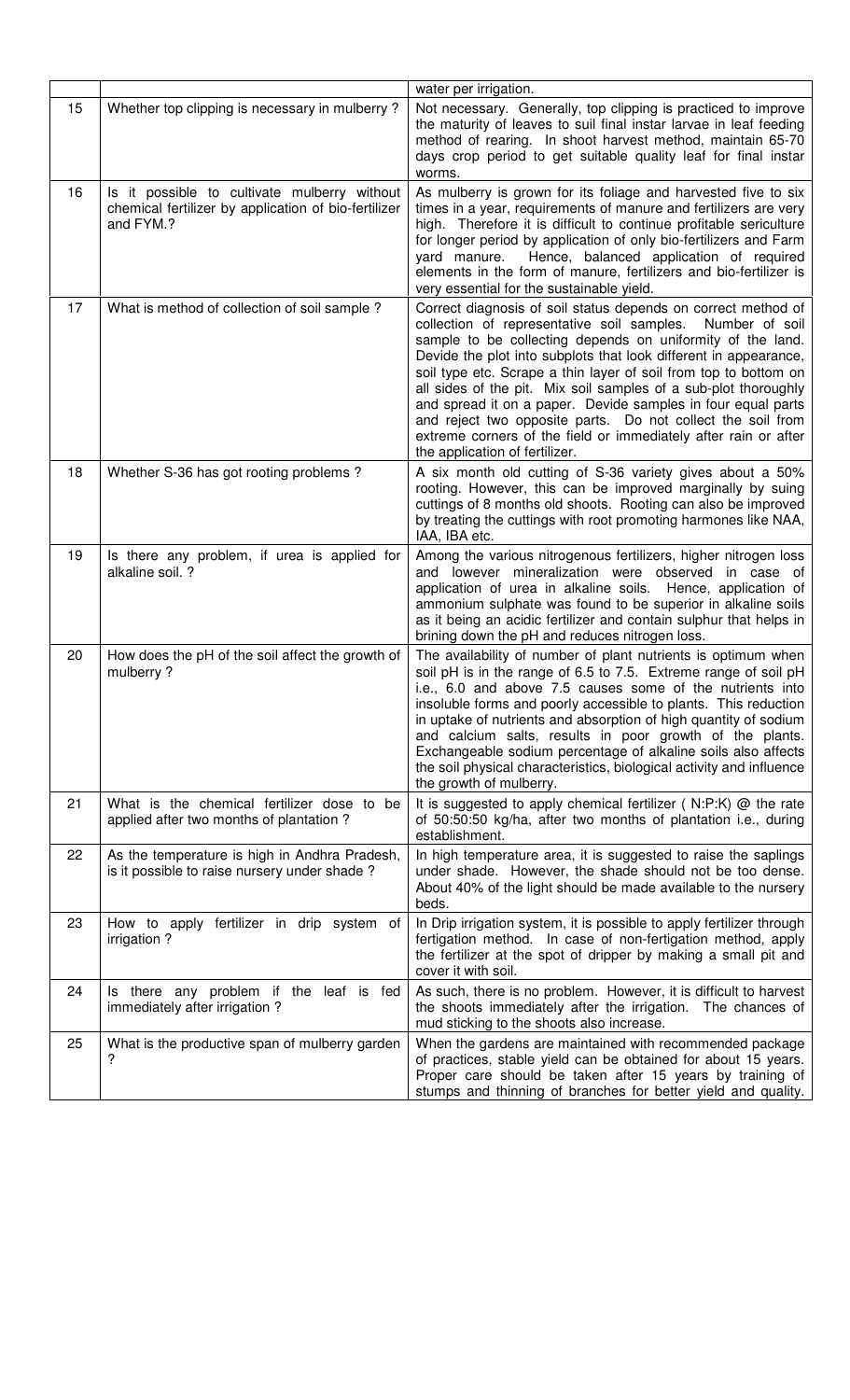| | | water per irrigation. |
|---|---|---|
| 15 | Whether top clipping is necessary in mulberry ? | Not necessary. Generally, top clipping is practiced to improve the maturity of leaves to suil final instar larvae in leaf feeding method of rearing. In shoot harvest method, maintain 65-70 days crop period to get suitable quality leaf for final instar worms. |
| 16 | Is it possible to cultivate mulberry without chemical fertilizer by application of bio-fertilizer and FYM.? | As mulberry is grown for its foliage and harvested five to six times in a year, requirements of manure and fertilizers are very high. Therefore it is difficult to continue profitable sericulture for longer period by application of only bio-fertilizers and Farm yard manure. Hence, balanced application of required elements in the form of manure, fertilizers and bio-fertilizer is very essential for the sustainable yield. |
| 17 | What is method of collection of soil sample ? | Correct diagnosis of soil status depends on correct method of collection of representative soil samples. Number of soil sample to be collecting depends on uniformity of the land. Devide the plot into subplots that look different in appearance, soil type etc. Scrape a thin layer of soil from top to bottom on all sides of the pit. Mix soil samples of a sub-plot thoroughly and spread it on a paper. Devide samples in four equal parts and reject two opposite parts. Do not collect the soil from extreme corners of the field or immediately after rain or after the application of fertilizer. |
| 18 | Whether S-36 has got rooting problems ? | A six month old cutting of S-36 variety gives about a 50% rooting. However, this can be improved marginally by suing cuttings of 8 months old shoots. Rooting can also be improved by treating the cuttings with root promoting harmones like NAA, IAA, IBA etc. |
| 19 | Is there any problem, if urea is applied for alkaline soil. ? | Among the various nitrogenous fertilizers, higher nitrogen loss and lowever mineralization were observed in case of application of urea in alkaline soils. Hence, application of ammonium sulphate was found to be superior in alkaline soils as it being an acidic fertilizer and contain sulphur that helps in brining down the pH and reduces nitrogen loss. |
| 20 | How does the pH of the soil affect the growth of mulberry ? | The availability of number of plant nutrients is optimum when soil pH is in the range of 6.5 to 7.5. Extreme range of soil pH i.e., 6.0 and above 7.5 causes some of the nutrients into insoluble forms and poorly accessible to plants. This reduction in uptake of nutrients and absorption of high quantity of sodium and calcium salts, results in poor growth of the plants. Exchangeable sodium percentage of alkaline soils also affects the soil physical characteristics, biological activity and influence the growth of mulberry. |
| 21 | What is the chemical fertilizer dose to be applied after two months of plantation ? | It is suggested to apply chemical fertilizer ( N:P:K) @ the rate of 50:50:50 kg/ha, after two months of plantation i.e., during establishment. |
| 22 | As the temperature is high in Andhra Pradesh, is it possible to raise nursery under shade ? | In high temperature area, it is suggested to raise the saplings under shade. However, the shade should not be too dense. About 40% of the light should be made available to the nursery beds. |
| 23 | How to apply fertilizer in drip system of irrigation ? | In Drip irrigation system, it is possible to apply fertilizer through fertigation method. In case of non-fertigation method, apply the fertilizer at the spot of dripper by making a small pit and cover it with soil. |
| 24 | Is there any problem if the leaf is fed immediately after irrigation ? | As such, there is no problem. However, it is difficult to harvest the shoots immediately after the irrigation. The chances of mud sticking to the shoots also increase. |
| 25 | What is the productive span of mulberry garden ? | When the gardens are maintained with recommended package of practices, stable yield can be obtained for about 15 years. Proper care should be taken after 15 years by training of stumps and thinning of branches for better yield and quality. |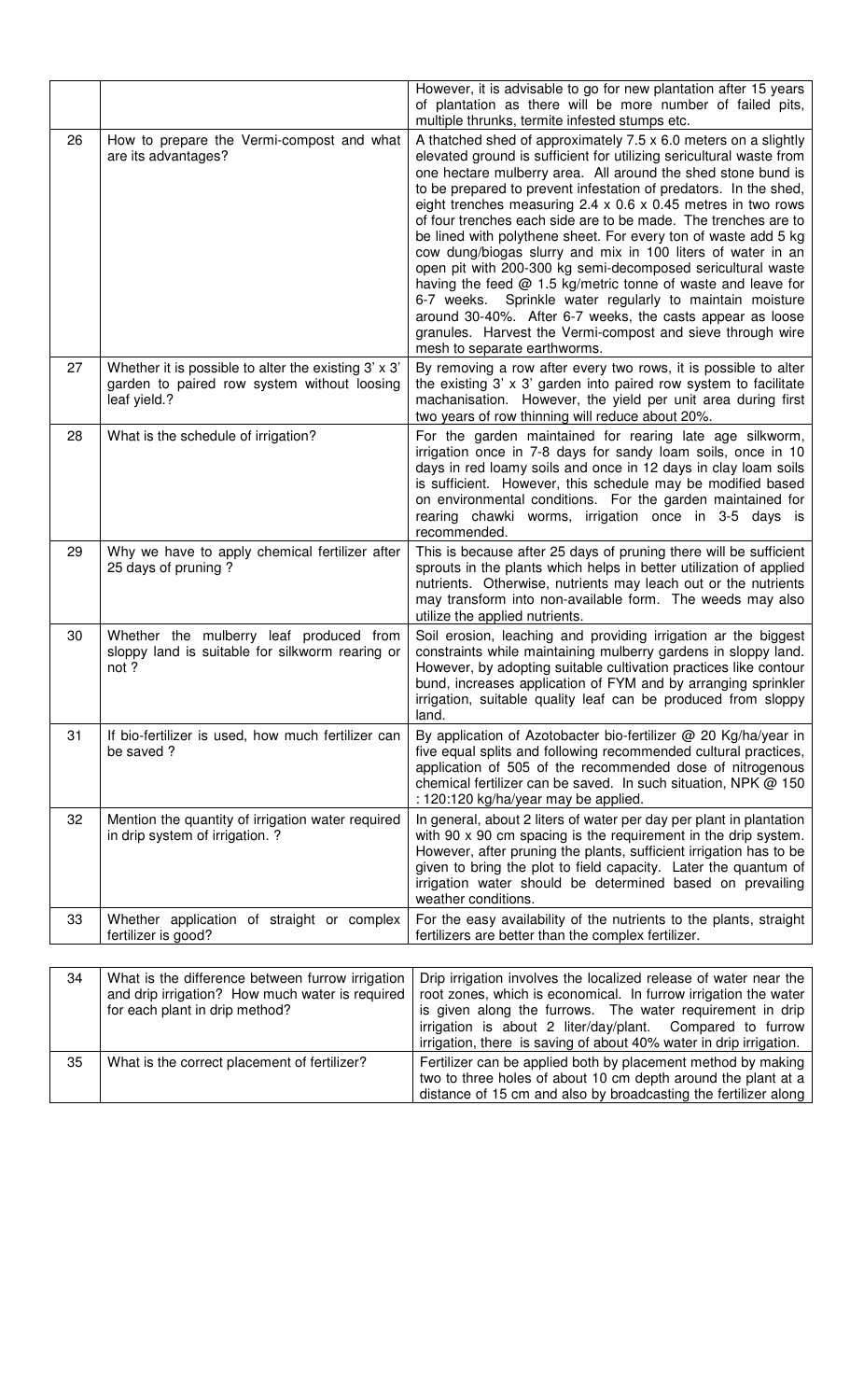| | | |
|---|---|---|
| | | However, it is advisable to go for new plantation after 15 years of plantation as there will be more number of failed pits, multiple thrunks, termite infested stumps etc. |
| 26 | How to prepare the Vermi-compost and what are its advantages? | A thatched shed of approximately 7.5 x 6.0 meters on a slightly elevated ground is sufficient for utilizing sericultural waste from one hectare mulberry area. All around the shed stone bund is to be prepared to prevent infestation of predators. In the shed, eight trenches measuring 2.4 x 0.6 x 0.45 metres in two rows of four trenches each side are to be made. The trenches are to be lined with polythene sheet. For every ton of waste add 5 kg cow dung/biogas slurry and mix in 100 liters of water in an open pit with 200-300 kg semi-decomposed sericultural waste having the feed @ 1.5 kg/metric tonne of waste and leave for 6-7 weeks. Sprinkle water regularly to maintain moisture around 30-40%. After 6-7 weeks, the casts appear as loose granules. Harvest the Vermi-compost and sieve through wire mesh to separate earthworms. |
| 27 | Whether it is possible to alter the existing 3' x 3' garden to paired row system without loosing leaf yield.? | By removing a row after every two rows, it is possible to alter the existing 3' x 3' garden into paired row system to facilitate machanisation. However, the yield per unit area during first two years of row thinning will reduce about 20%. |
| 28 | What is the schedule of irrigation? | For the garden maintained for rearing late age silkworm, irrigation once in 7-8 days for sandy loam soils, once in 10 days in red loamy soils and once in 12 days in clay loam soils is sufficient. However, this schedule may be modified based on environmental conditions. For the garden maintained for rearing chawki worms, irrigation once in 3-5 days is recommended. |
| 29 | Why we have to apply chemical fertilizer after 25 days of pruning ? | This is because after 25 days of pruning there will be sufficient sprouts in the plants which helps in better utilization of applied nutrients. Otherwise, nutrients may leach out or the nutrients may transform into non-available form. The weeds may also utilize the applied nutrients. |
| 30 | Whether the mulberry leaf produced from sloppy land is suitable for silkworm rearing or not ? | Soil erosion, leaching and providing irrigation ar the biggest constraints while maintaining mulberry gardens in sloppy land. However, by adopting suitable cultivation practices like contour bund, increases application of FYM and by arranging sprinkler irrigation, suitable quality leaf can be produced from sloppy land. |
| 31 | If bio-fertilizer is used, how much fertilizer can be saved ? | By application of Azotobacter bio-fertilizer @ 20 Kg/ha/year in five equal splits and following recommended cultural practices, application of 505 of the recommended dose of nitrogenous chemical fertilizer can be saved. In such situation, NPK @ 150 : 120:120 kg/ha/year may be applied. |
| 32 | Mention the quantity of irrigation water required in drip system of irrigation. ? | In general, about 2 liters of water per day per plant in plantation with 90 x 90 cm spacing is the requirement in the drip system. However, after pruning the plants, sufficient irrigation has to be given to bring the plot to field capacity. Later the quantum of irrigation water should be determined based on prevailing weather conditions. |
| 33 | Whether application of straight or complex fertilizer is good? | For the easy availability of the nutrients to the plants, straight fertilizers are better than the complex fertilizer. |
| 34 | What is the difference between furrow irrigation and drip irrigation? How much water is required for each plant in drip method? | Drip irrigation involves the localized release of water near the root zones, which is economical. In furrow irrigation the water is given along the furrows. The water requirement in drip irrigation is about 2 liter/day/plant. Compared to furrow irrigation, there is saving of about 40% water in drip irrigation. |
| 35 | What is the correct placement of fertilizer? | Fertilizer can be applied both by placement method by making two to three holes of about 10 cm depth around the plant at a distance of 15 cm and also by broadcasting the fertilizer along |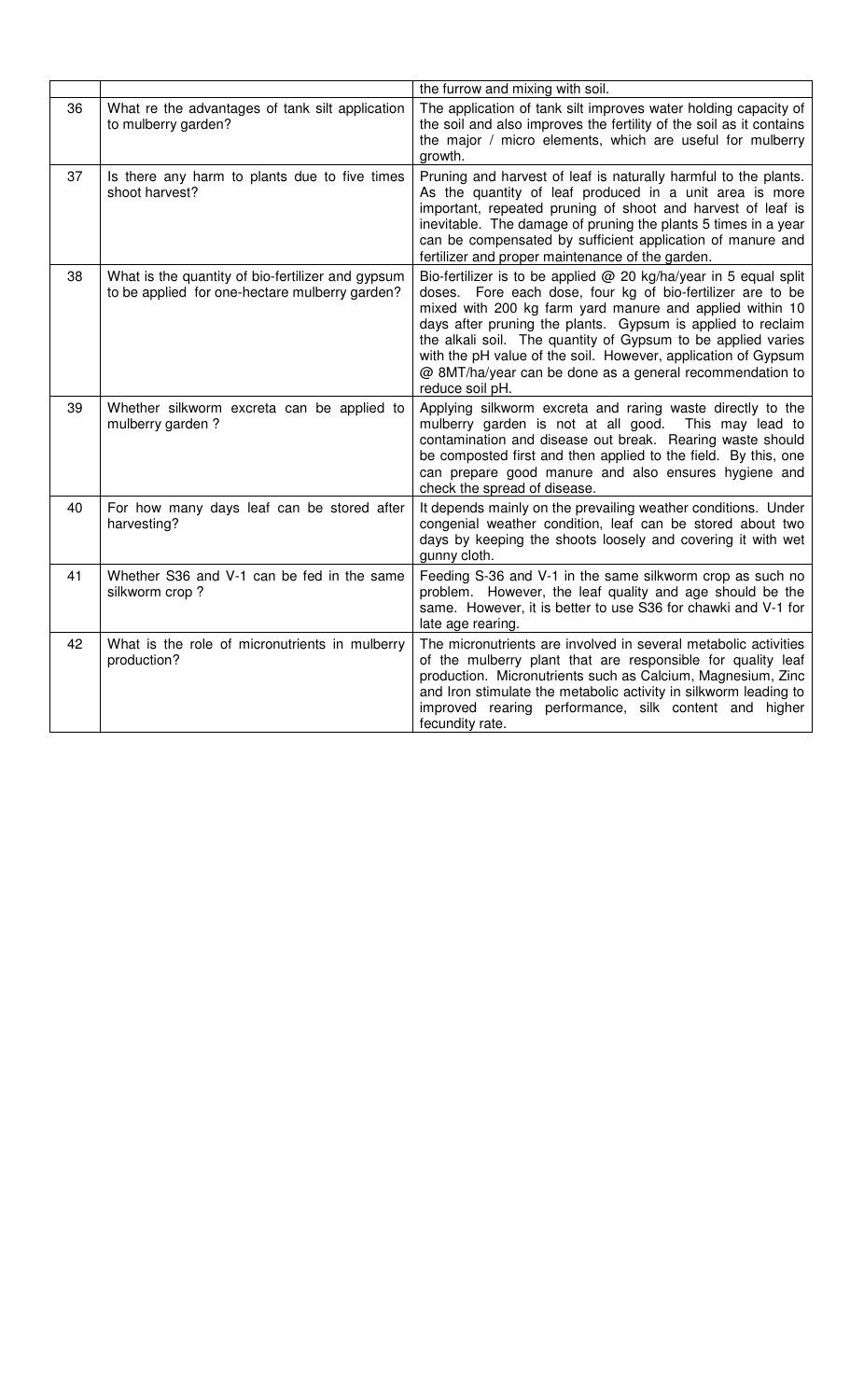| | | |
|---|---|---|
| | | the furrow and mixing with soil. |
| 36 | What re the advantages of tank silt application to mulberry garden? | The application of tank silt improves water holding capacity of the soil and also improves the fertility of the soil as it contains the major / micro elements, which are useful for mulberry growth. |
| 37 | Is there any harm to plants due to five times shoot harvest? | Pruning and harvest of leaf is naturally harmful to the plants. As the quantity of leaf produced in a unit area is more important, repeated pruning of shoot and harvest of leaf is inevitable. The damage of pruning the plants 5 times in a year can be compensated by sufficient application of manure and fertilizer and proper maintenance of the garden. |
| 38 | What is the quantity of bio-fertilizer and gypsum to be applied for one-hectare mulberry garden? | Bio-fertilizer is to be applied @ 20 kg/ha/year in 5 equal split doses. Fore each dose, four kg of bio-fertilizer are to be mixed with 200 kg farm yard manure and applied within 10 days after pruning the plants. Gypsum is applied to reclaim the alkali soil. The quantity of Gypsum to be applied varies with the pH value of the soil. However, application of Gypsum @ 8MT/ha/year can be done as a general recommendation to reduce soil pH. |
| 39 | Whether silkworm excreta can be applied to mulberry garden ? | Applying silkworm excreta and raring waste directly to the mulberry garden is not at all good. This may lead to contamination and disease out break. Rearing waste should be composted first and then applied to the field. By this, one can prepare good manure and also ensures hygiene and check the spread of disease. |
| 40 | For how many days leaf can be stored after harvesting? | It depends mainly on the prevailing weather conditions. Under congenial weather condition, leaf can be stored about two days by keeping the shoots loosely and covering it with wet gunny cloth. |
| 41 | Whether S36 and V-1 can be fed in the same silkworm crop ? | Feeding S-36 and V-1 in the same silkworm crop as such no problem. However, the leaf quality and age should be the same. However, it is better to use S36 for chawki and V-1 for late age rearing. |
| 42 | What is the role of micronutrients in mulberry production? | The micronutrients are involved in several metabolic activities of the mulberry plant that are responsible for quality leaf production. Micronutrients such as Calcium, Magnesium, Zinc and Iron stimulate the metabolic activity in silkworm leading to improved rearing performance, silk content and higher fecundity rate. |